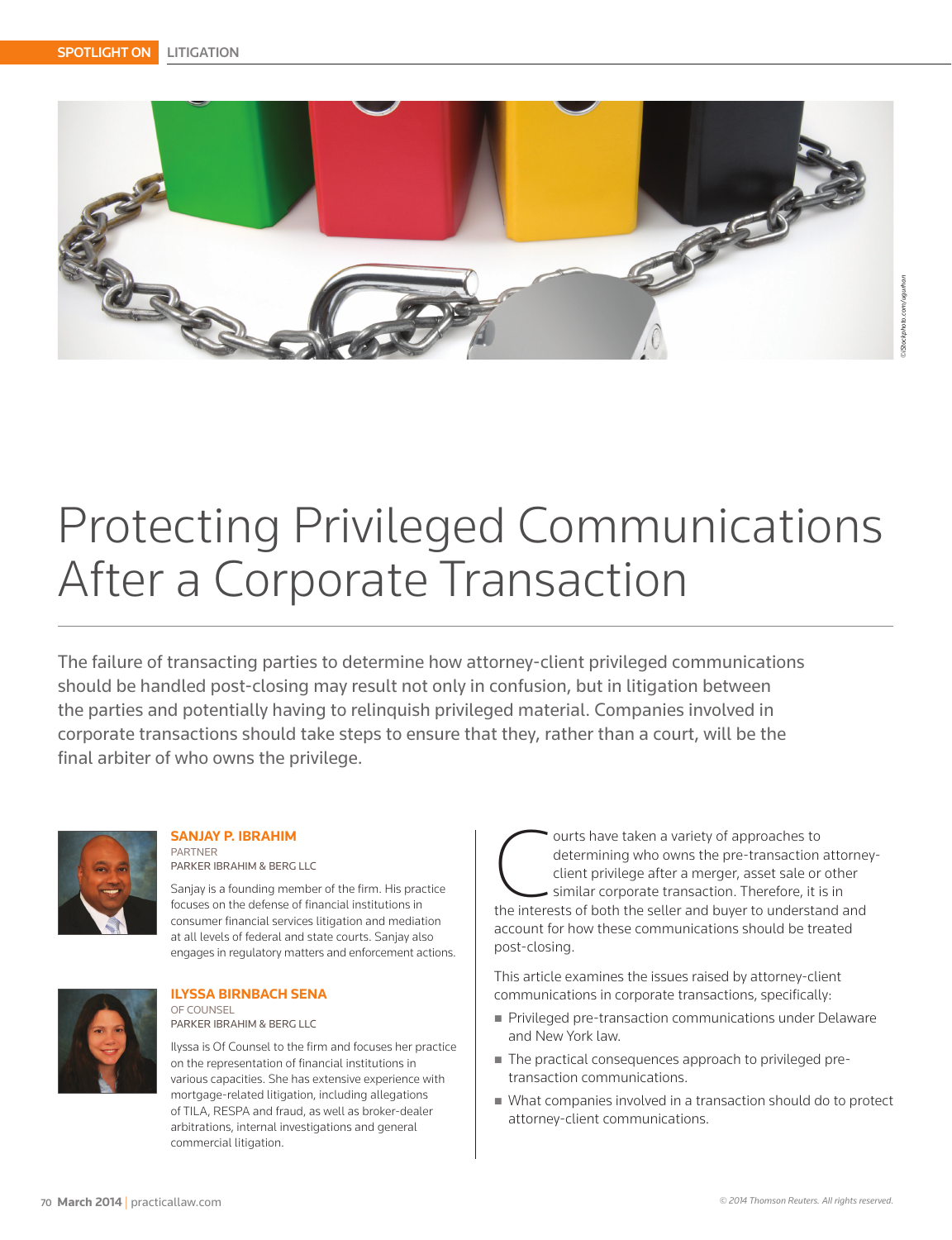SPOTLIGHT ON LITIGATION

# Protecting Privileged Communications After a Corporate Transaction

The failure of transacting parties to determine how attorney-client privileged communications should be handled post-closing may result not only in confusion, but in litigation between the parties and potentially having to relinquish privileged material. Companies involved in corporate transactions should take steps to ensure that they, rather than a court, will be the final arbiter of who owns the privilege.

**SANJAY P. IBRAHIM**
PARTNER
PARKER IBRAHIM & BERG LLC

Sanjay is a founding member of the firm. His practice focuses on the defense of financial institutions in consumer financial services litigation and mediation at all levels of federal and state courts. Sanjay also engages in regulatory matters and enforcement actions.

**ILYSSA BIRNBACH SENA**
OF COUNSEL
PARKER IBRAHIM & BERG LLC

Ilyssa is Of Counsel to the firm and focuses her practice on the representation of financial institutions in various capacities. She has extensive experience with mortgage-related litigation, including allegations of TILA, RESPA and fraud, as well as broker-dealer arbitrations, internal investigations and general commercial litigation.

Courts have taken a variety of approaches to determining who owns the pre-transaction attorney-client privilege after a merger, asset sale or other similar corporate transaction. Therefore, it is in the interests of both the seller and buyer to understand and account for how these communications should be treated post-closing.

This article examines the issues raised by attorney-client communications in corporate transactions, specifically:

- Privileged pre-transaction communications under Delaware and New York law.
- The practical consequences approach to privileged pre-transaction communications.
- What companies involved in a transaction should do to protect attorney-client communications.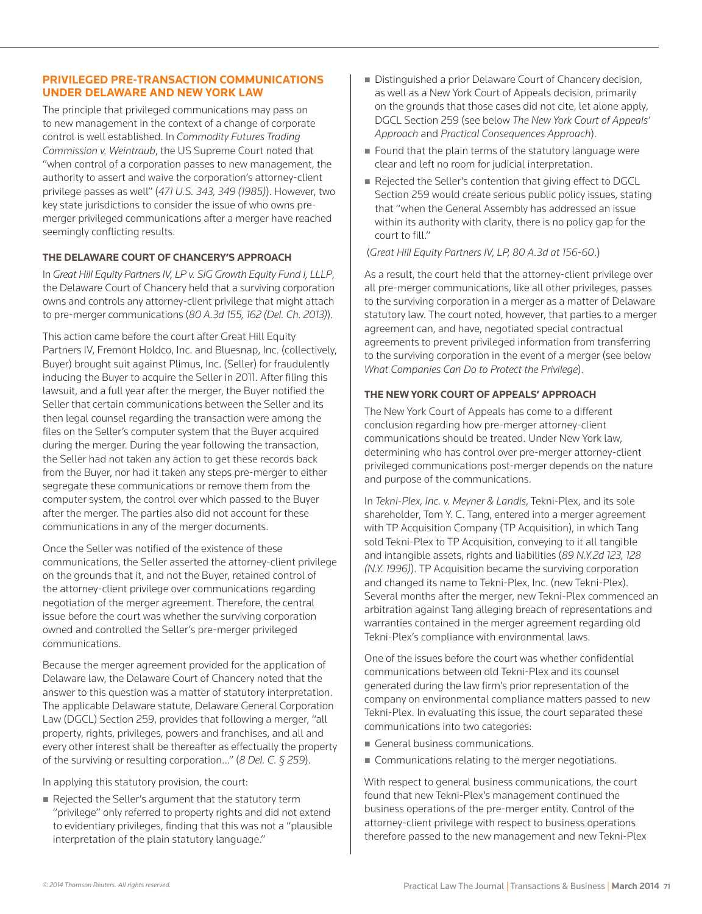## PRIVILEGED PRE-TRANSACTION COMMUNICATIONS UNDER DELAWARE AND NEW YORK LAW

The principle that privileged communications may pass on to new management in the context of a change of corporate control is well established. In *Commodity Futures Trading Commission v. Weintraub*, the US Supreme Court noted that "when control of a corporation passes to new management, the authority to assert and waive the corporation's attorney-client privilege passes as well" (*471 U.S. 343, 349 (1985)*). However, two key state jurisdictions to consider the issue of who owns pre-merger privileged communications after a merger have reached seemingly conflicting results.

### THE DELAWARE COURT OF CHANCERY'S APPROACH

In *Great Hill Equity Partners IV, LP v. SIG Growth Equity Fund I, LLLP*, the Delaware Court of Chancery held that a surviving corporation owns and controls any attorney-client privilege that might attach to pre-merger communications (*80 A.3d 155, 162 (Del. Ch. 2013)*).

This action came before the court after Great Hill Equity Partners IV, Fremont Holdco, Inc. and Bluesnap, Inc. (collectively, Buyer) brought suit against Plimus, Inc. (Seller) for fraudulently inducing the Buyer to acquire the Seller in 2011. After filing this lawsuit, and a full year after the merger, the Buyer notified the Seller that certain communications between the Seller and its then legal counsel regarding the transaction were among the files on the Seller's computer system that the Buyer acquired during the merger. During the year following the transaction, the Seller had not taken any action to get these records back from the Buyer, nor had it taken any steps pre-merger to either segregate these communications or remove them from the computer system, the control over which passed to the Buyer after the merger. The parties also did not account for these communications in any of the merger documents.

Once the Seller was notified of the existence of these communications, the Seller asserted the attorney-client privilege on the grounds that it, and not the Buyer, retained control of the attorney-client privilege over communications regarding negotiation of the merger agreement. Therefore, the central issue before the court was whether the surviving corporation owned and controlled the Seller's pre-merger privileged communications.

Because the merger agreement provided for the application of Delaware law, the Delaware Court of Chancery noted that the answer to this question was a matter of statutory interpretation. The applicable Delaware statute, Delaware General Corporation Law (DGCL) Section 259, provides that following a merger, "all property, rights, privileges, powers and franchises, and all and every other interest shall be thereafter as effectually the property of the surviving or resulting corporation..." (*8 Del. C. § 259*).

In applying this statutory provision, the court:

- Rejected the Seller's argument that the statutory term "privilege" only referred to property rights and did not extend to evidentiary privileges, finding that this was not a "plausible interpretation of the plain statutory language."
- Distinguished a prior Delaware Court of Chancery decision, as well as a New York Court of Appeals decision, primarily on the grounds that those cases did not cite, let alone apply, DGCL Section 259 (see below *The New York Court of Appeals' Approach* and *Practical Consequences Approach*).
- Found that the plain terms of the statutory language were clear and left no room for judicial interpretation.
- Rejected the Seller's contention that giving effect to DGCL Section 259 would create serious public policy issues, stating that "when the General Assembly has addressed an issue within its authority with clarity, there is no policy gap for the court to fill."

(*Great Hill Equity Partners IV, LP, 80 A.3d at 156-60*.)

As a result, the court held that the attorney-client privilege over all pre-merger communications, like all other privileges, passes to the surviving corporation in a merger as a matter of Delaware statutory law. The court noted, however, that parties to a merger agreement can, and have, negotiated special contractual agreements to prevent privileged information from transferring to the surviving corporation in the event of a merger (see below *What Companies Can Do to Protect the Privilege*).

### THE NEW YORK COURT OF APPEALS' APPROACH

The New York Court of Appeals has come to a different conclusion regarding how pre-merger attorney-client communications should be treated. Under New York law, determining who has control over pre-merger attorney-client privileged communications post-merger depends on the nature and purpose of the communications.

In *Tekni-Plex, Inc. v. Meyner & Landis*, Tekni-Plex, and its sole shareholder, Tom Y. C. Tang, entered into a merger agreement with TP Acquisition Company (TP Acquisition), in which Tang sold Tekni-Plex to TP Acquisition, conveying to it all tangible and intangible assets, rights and liabilities (*89 N.Y.2d 123, 128 (N.Y. 1996)*). TP Acquisition became the surviving corporation and changed its name to Tekni-Plex, Inc. (new Tekni-Plex). Several months after the merger, new Tekni-Plex commenced an arbitration against Tang alleging breach of representations and warranties contained in the merger agreement regarding old Tekni-Plex's compliance with environmental laws.

One of the issues before the court was whether confidential communications between old Tekni-Plex and its counsel generated during the law firm's prior representation of the company on environmental compliance matters passed to new Tekni-Plex. In evaluating this issue, the court separated these communications into two categories:

- General business communications.
- Communications relating to the merger negotiations.

With respect to general business communications, the court found that new Tekni-Plex's management continued the business operations of the pre-merger entity. Control of the attorney-client privilege with respect to business operations therefore passed to the new management and new Tekni-Plex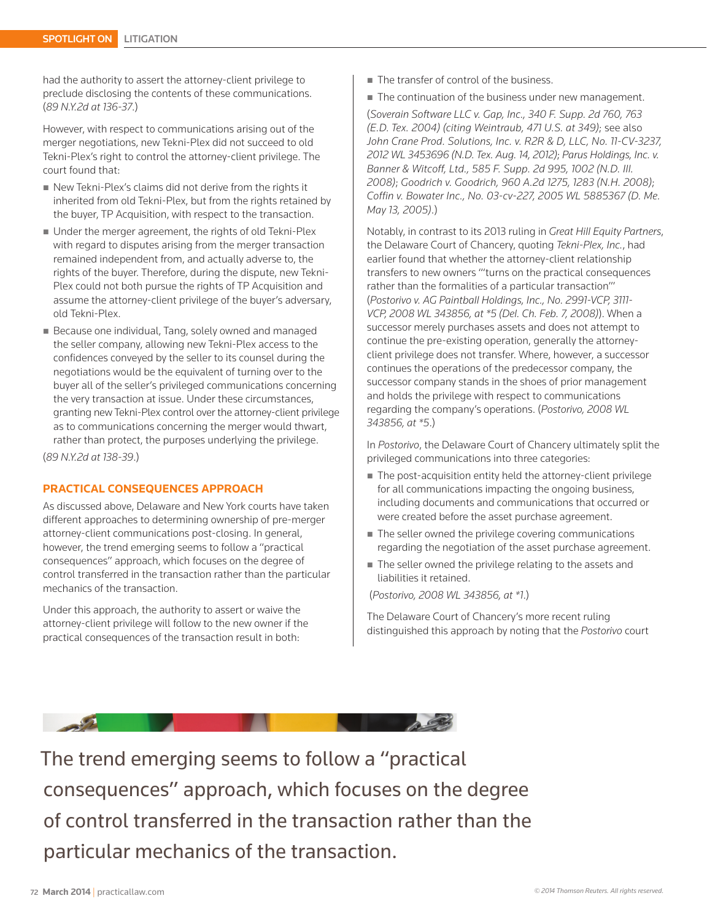had the authority to assert the attorney-client privilege to preclude disclosing the contents of these communications. (*89 N.Y.2d at 136-37*.)

However, with respect to communications arising out of the merger negotiations, new Tekni-Plex did not succeed to old Tekni-Plex's right to control the attorney-client privilege. The court found that:

- New Tekni-Plex's claims did not derive from the rights it inherited from old Tekni-Plex, but from the rights retained by the buyer, TP Acquisition, with respect to the transaction.
- Under the merger agreement, the rights of old Tekni-Plex with regard to disputes arising from the merger transaction remained independent from, and actually adverse to, the rights of the buyer. Therefore, during the dispute, new Tekni-Plex could not both pursue the rights of TP Acquisition and assume the attorney-client privilege of the buyer's adversary, old Tekni-Plex.
- Because one individual, Tang, solely owned and managed the seller company, allowing new Tekni-Plex access to the confidences conveyed by the seller to its counsel during the negotiations would be the equivalent of turning over to the buyer all of the seller's privileged communications concerning the very transaction at issue. Under these circumstances, granting new Tekni-Plex control over the attorney-client privilege as to communications concerning the merger would thwart, rather than protect, the purposes underlying the privilege.

(*89 N.Y.2d at 138-39*.)

## PRACTICAL CONSEQUENCES APPROACH

As discussed above, Delaware and New York courts have taken different approaches to determining ownership of pre-merger attorney-client communications post-closing. In general, however, the trend emerging seems to follow a "practical consequences" approach, which focuses on the degree of control transferred in the transaction rather than the particular mechanics of the transaction.

Under this approach, the authority to assert or waive the attorney-client privilege will follow to the new owner if the practical consequences of the transaction result in both:

- The transfer of control of the business.
- The continuation of the business under new management.

(*Soverain Software LLC v. Gap, Inc., 340 F. Supp. 2d 760, 763 (E.D. Tex. 2004) (citing Weintraub, 471 U.S. at 349)*; see also *John Crane Prod. Solutions, Inc. v. R2R & D, LLC, No. 11-CV-3237, 2012 WL 3453696 (N.D. Tex. Aug. 14, 2012); Parus Holdings, Inc. v. Banner & Witcoff, Ltd., 585 F. Supp. 2d 995, 1002 (N.D. Ill. 2008); Goodrich v. Goodrich, 960 A.2d 1275, 1283 (N.H. 2008); Coffin v. Bowater Inc., No. 03-cv-227, 2005 WL 5885367 (D. Me. May 13, 2005)*.)

Notably, in contrast to its 2013 ruling in *Great Hill Equity Partners*, the Delaware Court of Chancery, quoting *Tekni-Plex, Inc.*, had earlier found that whether the attorney-client relationship transfers to new owners "'turns on the practical consequences rather than the formalities of a particular transaction'" (*Postorivo v. AG Paintball Holdings, Inc., No. 2991-VCP, 3111-VCP, 2008 WL 343856, at *5 (Del. Ch. Feb. 7, 2008)*). When a successor merely purchases assets and does not attempt to continue the pre-existing operation, generally the attorney-client privilege does not transfer. Where, however, a successor continues the operations of the predecessor company, the successor company stands in the shoes of prior management and holds the privilege with respect to communications regarding the company's operations. (*Postorivo, 2008 WL 343856, at *5*.)

In *Postorivo*, the Delaware Court of Chancery ultimately split the privileged communications into three categories:

- The post-acquisition entity held the attorney-client privilege for all communications impacting the ongoing business, including documents and communications that occurred or were created before the asset purchase agreement.
- The seller owned the privilege covering communications regarding the negotiation of the asset purchase agreement.
- The seller owned the privilege relating to the assets and liabilities it retained.

(*Postorivo, 2008 WL 343856, at *1*.)

The Delaware Court of Chancery's more recent ruling distinguished this approach by noting that the *Postorivo* court

> The trend emerging seems to follow a "practical consequences" approach, which focuses on the degree of control transferred in the transaction rather than the particular mechanics of the transaction.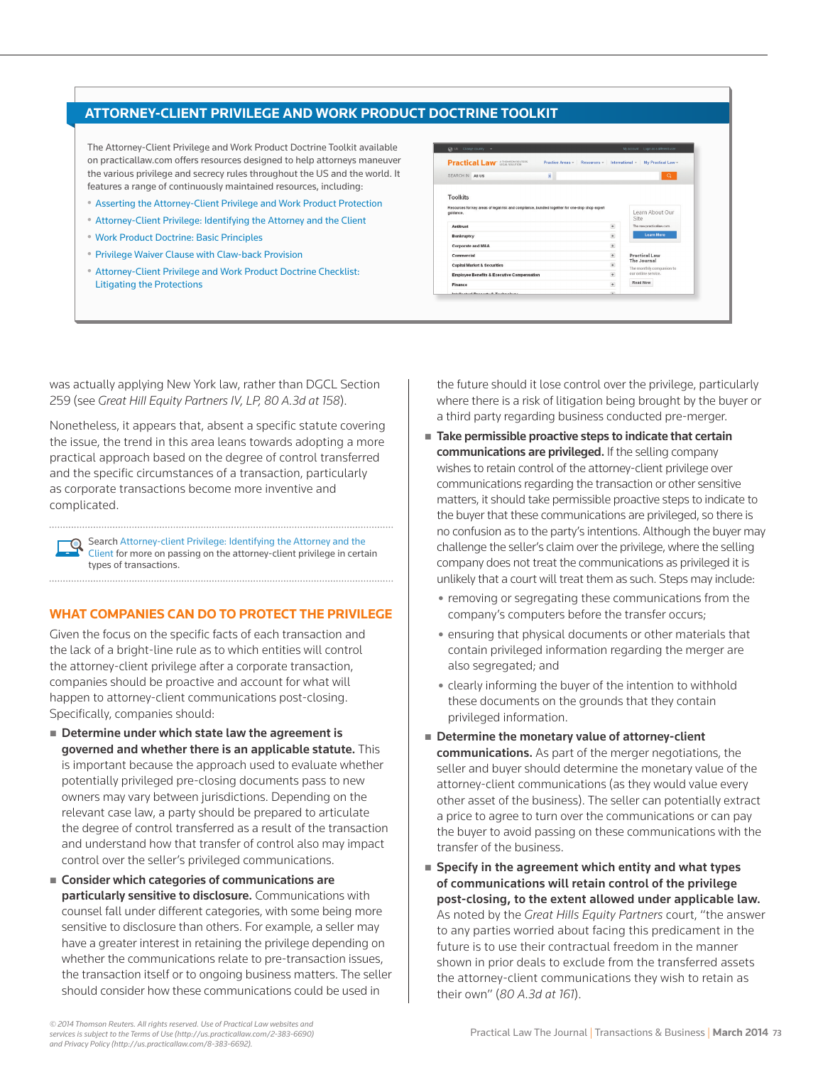## ATTORNEY-CLIENT PRIVILEGE AND WORK PRODUCT DOCTRINE TOOLKIT

The Attorney-Client Privilege and Work Product Doctrine Toolkit available on practicallaw.com offers resources designed to help attorneys maneuver the various privilege and secrecy rules throughout the US and the world. It features a range of continuously maintained resources, including:

- Asserting the Attorney-Client Privilege and Work Product Protection
- Attorney-Client Privilege: Identifying the Attorney and the Client
- Work Product Doctrine: Basic Principles
- Privilege Waiver Clause with Claw-back Provision
- Attorney-Client Privilege and Work Product Doctrine Checklist: Litigating the Protections

was actually applying New York law, rather than DGCL Section 259 (see *Great Hill Equity Partners IV, LP, 80 A.3d at 158*).

Nonetheless, it appears that, absent a specific statute covering the issue, the trend in this area leans towards adopting a more practical approach based on the degree of control transferred and the specific circumstances of a transaction, particularly as corporate transactions become more inventive and complicated.

Search Attorney-client Privilege: Identifying the Attorney and the Client for more on passing on the attorney-client privilege in certain types of transactions.

## WHAT COMPANIES CAN DO TO PROTECT THE PRIVILEGE

Given the focus on the specific facts of each transaction and the lack of a bright-line rule as to which entities will control the attorney-client privilege after a corporate transaction, companies should be proactive and account for what will happen to attorney-client communications post-closing. Specifically, companies should:

- **Determine under which state law the agreement is governed and whether there is an applicable statute.** This is important because the approach used to evaluate whether potentially privileged pre-closing documents pass to new owners may vary between jurisdictions. Depending on the relevant case law, a party should be prepared to articulate the degree of control transferred as a result of the transaction and understand how that transfer of control also may impact control over the seller's privileged communications.
- **Consider which categories of communications are particularly sensitive to disclosure.** Communications with counsel fall under different categories, with some being more sensitive to disclosure than others. For example, a seller may have a greater interest in retaining the privilege depending on whether the communications relate to pre-transaction issues, the transaction itself or to ongoing business matters. The seller should consider how these communications could be used in the future should it lose control over the privilege, particularly where there is a risk of litigation being brought by the buyer or a third party regarding business conducted pre-merger.
- **Take permissible proactive steps to indicate that certain communications are privileged.** If the selling company wishes to retain control of the attorney-client privilege over communications regarding the transaction or other sensitive matters, it should take permissible proactive steps to indicate to the buyer that these communications are privileged, so there is no confusion as to the party's intentions. Although the buyer may challenge the seller's claim over the privilege, where the selling company does not treat the communications as privileged it is unlikely that a court will treat them as such. Steps may include:
  - removing or segregating these communications from the company's computers before the transfer occurs;
  - ensuring that physical documents or other materials that contain privileged information regarding the merger are also segregated; and
  - clearly informing the buyer of the intention to withhold these documents on the grounds that they contain privileged information.
- **Determine the monetary value of attorney-client communications.** As part of the merger negotiations, the seller and buyer should determine the monetary value of the attorney-client communications (as they would value every other asset of the business). The seller can potentially extract a price to agree to turn over the communications or can pay the buyer to avoid passing on these communications with the transfer of the business.
- **Specify in the agreement which entity and what types of communications will retain control of the privilege post-closing, to the extent allowed under applicable law.** As noted by the *Great Hills Equity Partners* court, "the answer to any parties worried about facing this predicament in the future is to use their contractual freedom in the manner shown in prior deals to exclude from the transferred assets the attorney-client communications they wish to retain as their own" (*80 A.3d at 161*).

© 2014 Thomson Reuters. All rights reserved. Use of Practical Law websites and services is subject to the Terms of Use (http://us.practicallaw.com/2-383-6690) and Privacy Policy (http://us.practicallaw.com/8-383-6692).